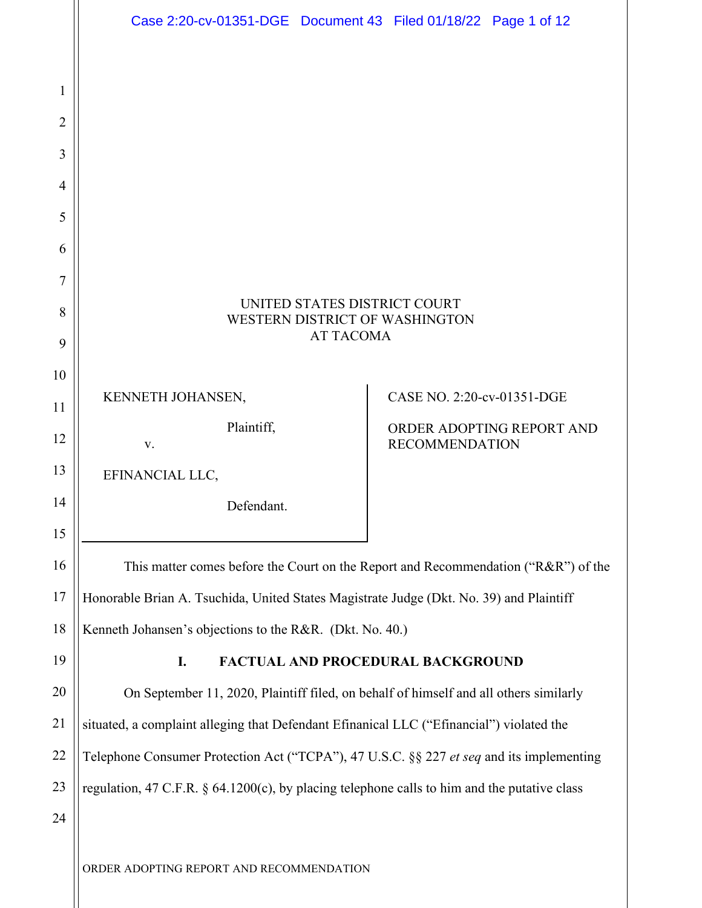UNITED STATES DISTRICT COURT
WESTERN DISTRICT OF WASHINGTON
AT TACOMA

| | |
|---|---|
| KENNETH JOHANSEN,<br><br>Plaintiff,<br><br>v.<br><br>EFINANCIAL LLC,<br><br>Defendant. | CASE NO. 2:20-cv-01351-DGE<br><br>ORDER ADOPTING REPORT AND RECOMMENDATION |

This matter comes before the Court on the Report and Recommendation ("R&R") of the Honorable Brian A. Tsuchida, United States Magistrate Judge (Dkt. No. 39) and Plaintiff Kenneth Johansen's objections to the R&R. (Dkt. No. 40.)

## I. FACTUAL AND PROCEDURAL BACKGROUND

On September 11, 2020, Plaintiff filed, on behalf of himself and all others similarly situated, a complaint alleging that Defendant Efinanical LLC ("Efinancial") violated the Telephone Consumer Protection Act ("TCPA"), 47 U.S.C. §§ 227 *et seq* and its implementing regulation, 47 C.F.R. § 64.1200(c), by placing telephone calls to him and the putative class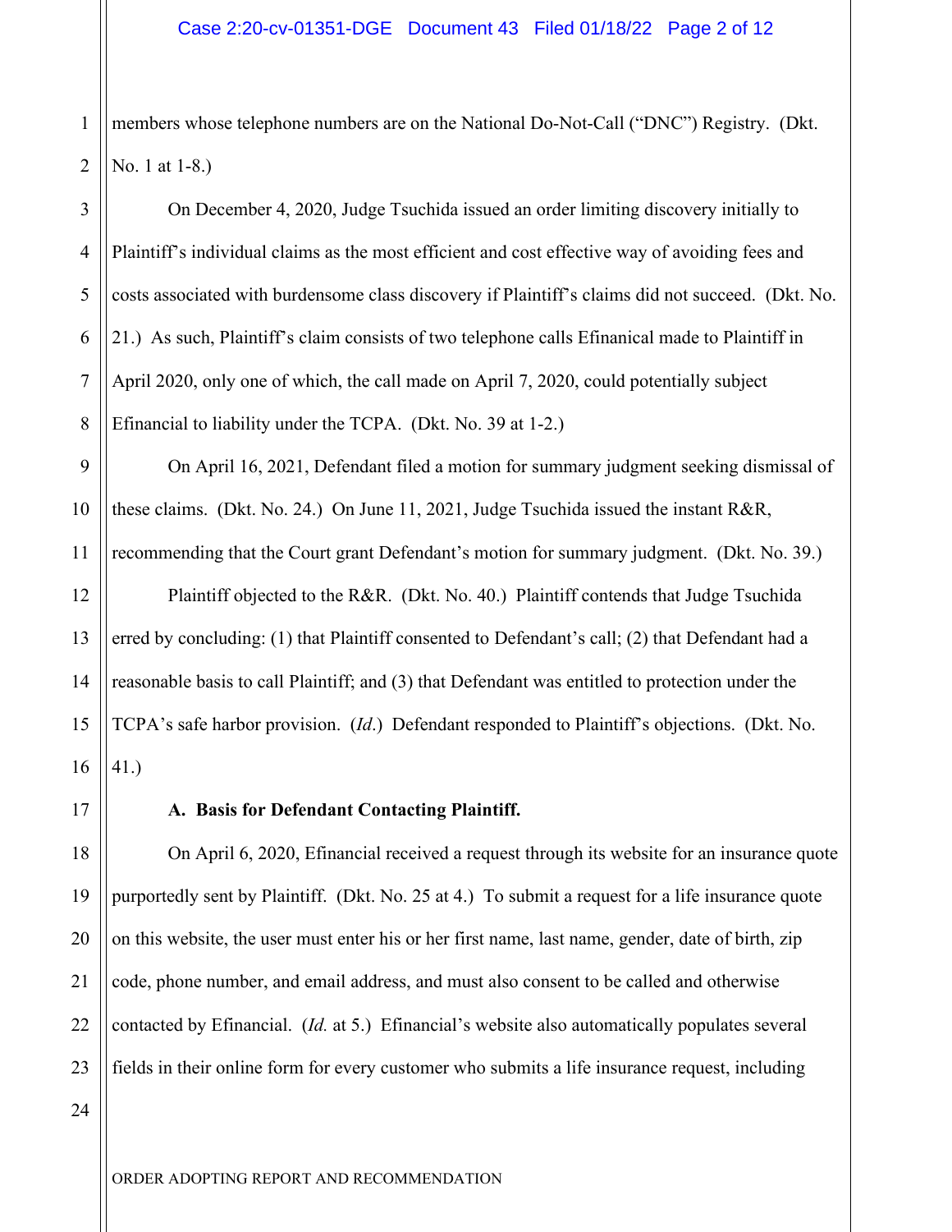members whose telephone numbers are on the National Do-Not-Call ("DNC") Registry. (Dkt. No. 1 at 1-8.)

On December 4, 2020, Judge Tsuchida issued an order limiting discovery initially to Plaintiff's individual claims as the most efficient and cost effective way of avoiding fees and costs associated with burdensome class discovery if Plaintiff's claims did not succeed. (Dkt. No. 21.) As such, Plaintiff's claim consists of two telephone calls Efinanical made to Plaintiff in April 2020, only one of which, the call made on April 7, 2020, could potentially subject Efinancial to liability under the TCPA. (Dkt. No. 39 at 1-2.)

On April 16, 2021, Defendant filed a motion for summary judgment seeking dismissal of these claims. (Dkt. No. 24.) On June 11, 2021, Judge Tsuchida issued the instant R&R, recommending that the Court grant Defendant's motion for summary judgment. (Dkt. No. 39.)

Plaintiff objected to the R&R. (Dkt. No. 40.) Plaintiff contends that Judge Tsuchida erred by concluding: (1) that Plaintiff consented to Defendant's call; (2) that Defendant had a reasonable basis to call Plaintiff; and (3) that Defendant was entitled to protection under the TCPA's safe harbor provision. (*Id*.) Defendant responded to Plaintiff's objections. (Dkt. No. 41.)

**A. Basis for Defendant Contacting Plaintiff.**

On April 6, 2020, Efinancial received a request through its website for an insurance quote purportedly sent by Plaintiff. (Dkt. No. 25 at 4.) To submit a request for a life insurance quote on this website, the user must enter his or her first name, last name, gender, date of birth, zip code, phone number, and email address, and must also consent to be called and otherwise contacted by Efinancial. (*Id.* at 5.) Efinancial's website also automatically populates several fields in their online form for every customer who submits a life insurance request, including

ORDER ADOPTING REPORT AND RECOMMENDATION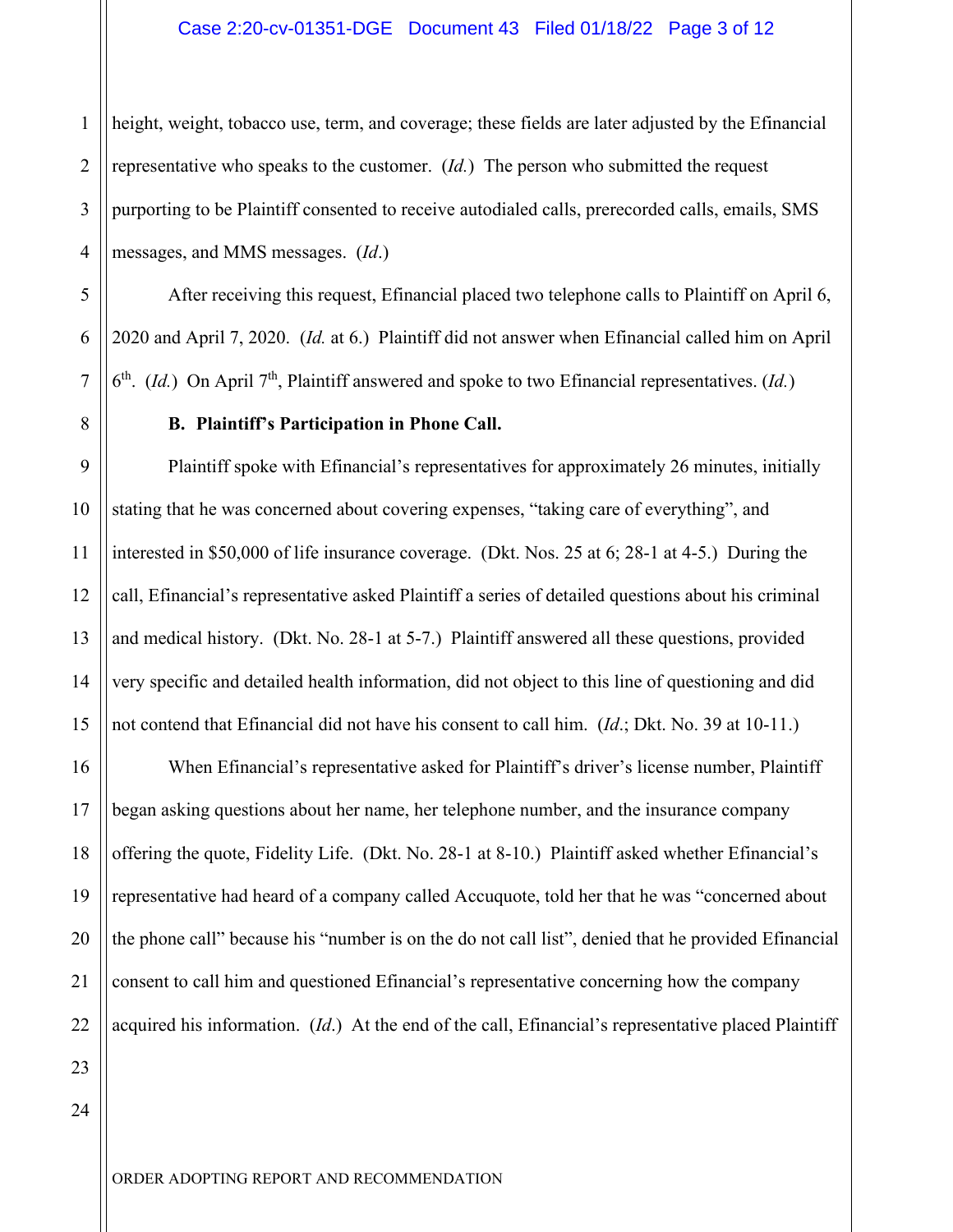height, weight, tobacco use, term, and coverage; these fields are later adjusted by the Efinancial representative who speaks to the customer. (*Id.*) The person who submitted the request purporting to be Plaintiff consented to receive autodialed calls, prerecorded calls, emails, SMS messages, and MMS messages. (*Id*.)

After receiving this request, Efinancial placed two telephone calls to Plaintiff on April 6, 2020 and April 7, 2020. (*Id.* at 6.) Plaintiff did not answer when Efinancial called him on April 6th. (*Id.*) On April 7th, Plaintiff answered and spoke to two Efinancial representatives. (*Id.*)

**B. Plaintiff's Participation in Phone Call.**

Plaintiff spoke with Efinancial's representatives for approximately 26 minutes, initially stating that he was concerned about covering expenses, "taking care of everything", and interested in $50,000 of life insurance coverage. (Dkt. Nos. 25 at 6; 28-1 at 4-5.) During the call, Efinancial's representative asked Plaintiff a series of detailed questions about his criminal and medical history. (Dkt. No. 28-1 at 5-7.) Plaintiff answered all these questions, provided very specific and detailed health information, did not object to this line of questioning and did not contend that Efinancial did not have his consent to call him. (*Id*.; Dkt. No. 39 at 10-11.)

When Efinancial's representative asked for Plaintiff's driver's license number, Plaintiff began asking questions about her name, her telephone number, and the insurance company offering the quote, Fidelity Life. (Dkt. No. 28-1 at 8-10.) Plaintiff asked whether Efinancial's representative had heard of a company called Accuquote, told her that he was "concerned about the phone call" because his "number is on the do not call list", denied that he provided Efinancial consent to call him and questioned Efinancial's representative concerning how the company acquired his information. (*Id*.) At the end of the call, Efinancial's representative placed Plaintiff

ORDER ADOPTING REPORT AND RECOMMENDATION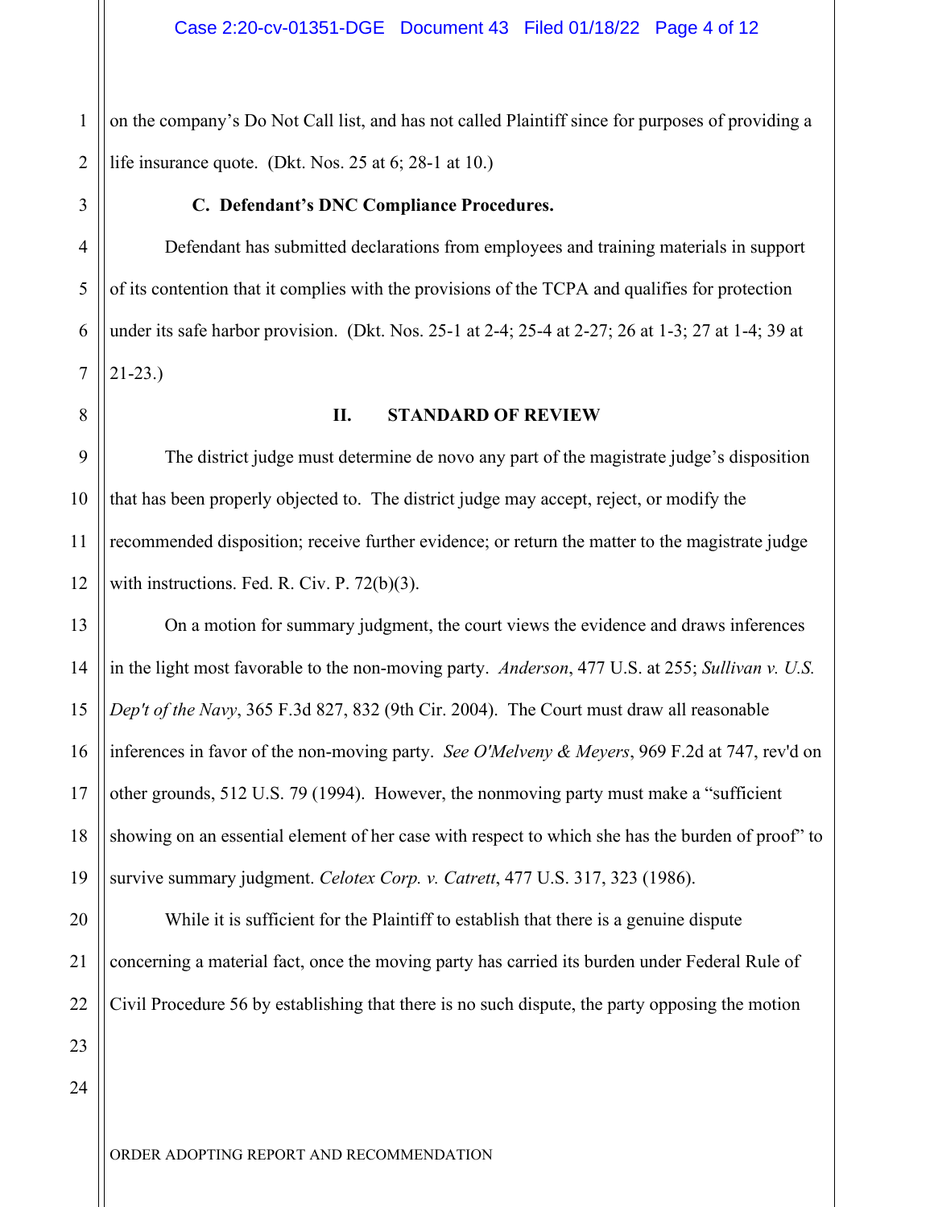on the company's Do Not Call list, and has not called Plaintiff since for purposes of providing a life insurance quote. (Dkt. Nos. 25 at 6; 28-1 at 10.)

### C. Defendant's DNC Compliance Procedures.

Defendant has submitted declarations from employees and training materials in support of its contention that it complies with the provisions of the TCPA and qualifies for protection under its safe harbor provision. (Dkt. Nos. 25-1 at 2-4; 25-4 at 2-27; 26 at 1-3; 27 at 1-4; 39 at 21-23.)

## II. STANDARD OF REVIEW

The district judge must determine de novo any part of the magistrate judge's disposition that has been properly objected to. The district judge may accept, reject, or modify the recommended disposition; receive further evidence; or return the matter to the magistrate judge with instructions. Fed. R. Civ. P. 72(b)(3).

On a motion for summary judgment, the court views the evidence and draws inferences in the light most favorable to the non-moving party. *Anderson*, 477 U.S. at 255; *Sullivan v. U.S. Dep't of the Navy*, 365 F.3d 827, 832 (9th Cir. 2004). The Court must draw all reasonable inferences in favor of the non-moving party. *See O'Melveny & Meyers*, 969 F.2d at 747, rev'd on other grounds, 512 U.S. 79 (1994). However, the nonmoving party must make a "sufficient showing on an essential element of her case with respect to which she has the burden of proof" to survive summary judgment. *Celotex Corp. v. Catrett*, 477 U.S. 317, 323 (1986).

While it is sufficient for the Plaintiff to establish that there is a genuine dispute concerning a material fact, once the moving party has carried its burden under Federal Rule of Civil Procedure 56 by establishing that there is no such dispute, the party opposing the motion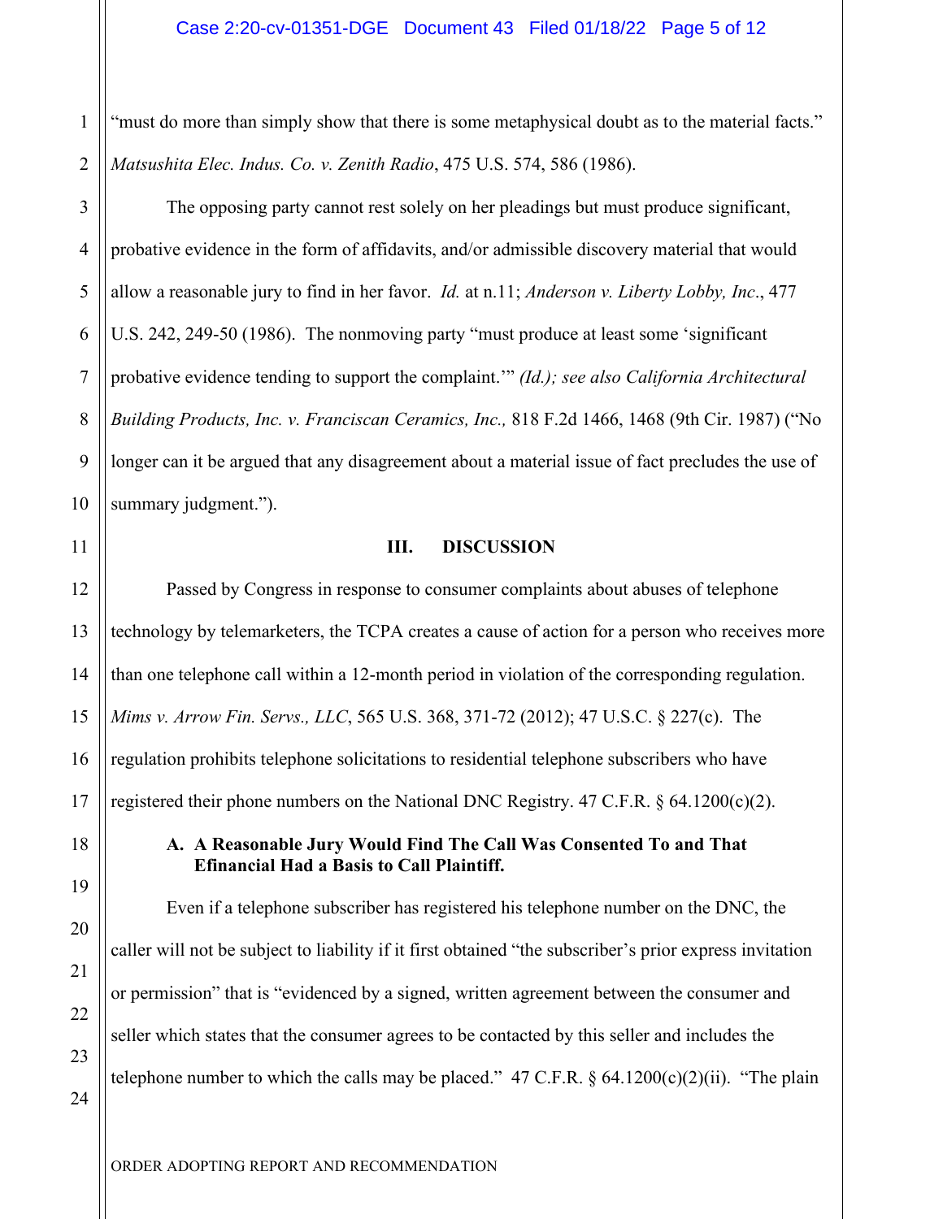"must do more than simply show that there is some metaphysical doubt as to the material facts." *Matsushita Elec. Indus. Co. v. Zenith Radio*, 475 U.S. 574, 586 (1986).

The opposing party cannot rest solely on her pleadings but must produce significant, probative evidence in the form of affidavits, and/or admissible discovery material that would allow a reasonable jury to find in her favor. *Id.* at n.11; *Anderson v. Liberty Lobby, Inc*., 477 U.S. 242, 249-50 (1986). The nonmoving party "must produce at least some 'significant probative evidence tending to support the complaint.'" *(Id.); see also California Architectural Building Products, Inc. v. Franciscan Ceramics, Inc.,* 818 F.2d 1466, 1468 (9th Cir. 1987) ("No longer can it be argued that any disagreement about a material issue of fact precludes the use of summary judgment.").

## III. DISCUSSION

Passed by Congress in response to consumer complaints about abuses of telephone technology by telemarketers, the TCPA creates a cause of action for a person who receives more than one telephone call within a 12-month period in violation of the corresponding regulation. *Mims v. Arrow Fin. Servs., LLC*, 565 U.S. 368, 371-72 (2012); 47 U.S.C. § 227(c). The regulation prohibits telephone solicitations to residential telephone subscribers who have registered their phone numbers on the National DNC Registry. 47 C.F.R. § 64.1200(c)(2).

### A. A Reasonable Jury Would Find The Call Was Consented To and That Efinancial Had a Basis to Call Plaintiff.

Even if a telephone subscriber has registered his telephone number on the DNC, the caller will not be subject to liability if it first obtained "the subscriber's prior express invitation or permission" that is "evidenced by a signed, written agreement between the consumer and seller which states that the consumer agrees to be contacted by this seller and includes the telephone number to which the calls may be placed." 47 C.F.R. § 64.1200(c)(2)(ii). "The plain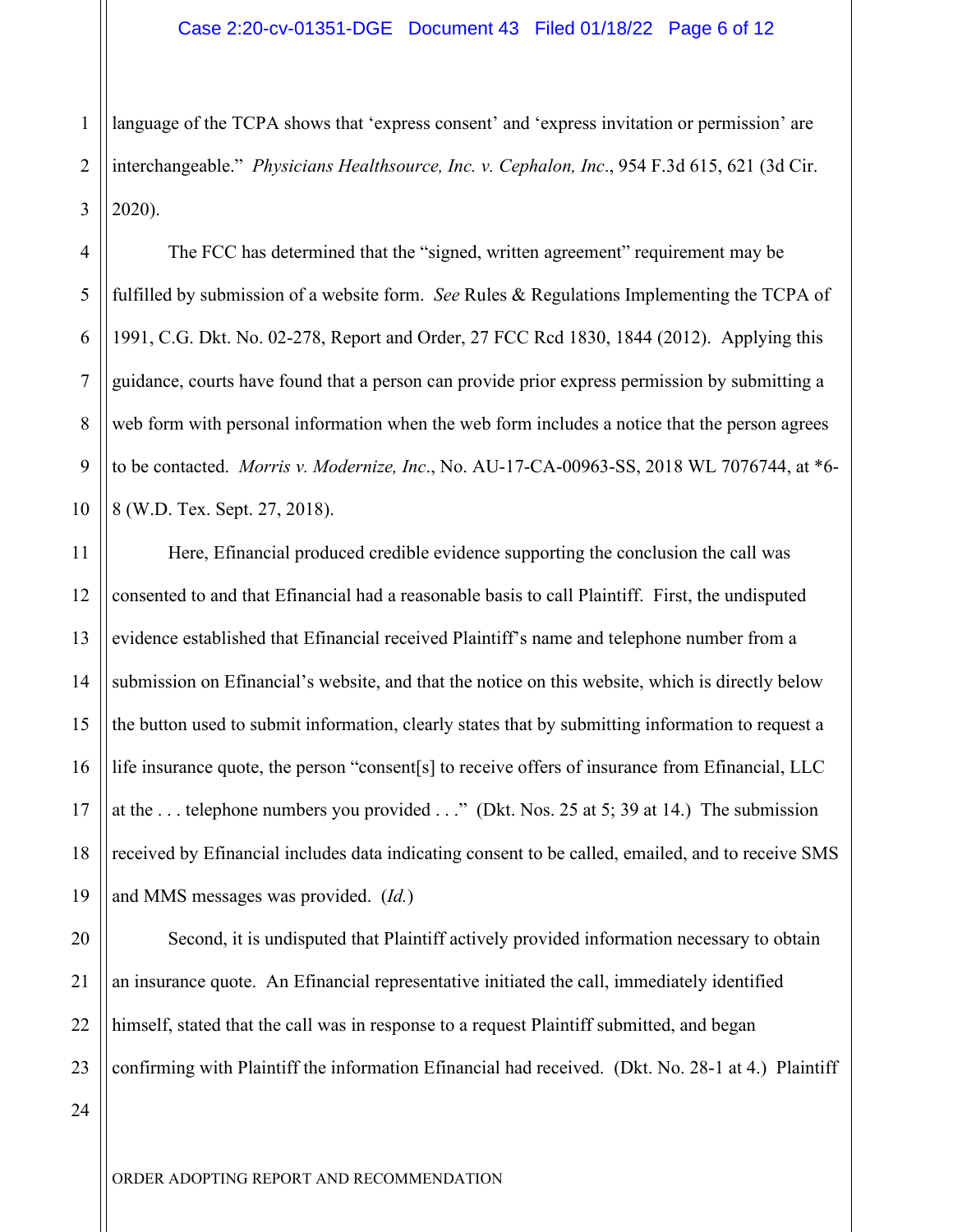language of the TCPA shows that 'express consent' and 'express invitation or permission' are interchangeable." *Physicians Healthsource, Inc. v. Cephalon, Inc*., 954 F.3d 615, 621 (3d Cir. 2020).

The FCC has determined that the "signed, written agreement" requirement may be fulfilled by submission of a website form. *See* Rules & Regulations Implementing the TCPA of 1991, C.G. Dkt. No. 02-278, Report and Order, 27 FCC Rcd 1830, 1844 (2012). Applying this guidance, courts have found that a person can provide prior express permission by submitting a web form with personal information when the web form includes a notice that the person agrees to be contacted. *Morris v. Modernize, Inc*., No. AU-17-CA-00963-SS, 2018 WL 7076744, at *6-8 (W.D. Tex. Sept. 27, 2018).

Here, Efinancial produced credible evidence supporting the conclusion the call was consented to and that Efinancial had a reasonable basis to call Plaintiff. First, the undisputed evidence established that Efinancial received Plaintiff's name and telephone number from a submission on Efinancial's website, and that the notice on this website, which is directly below the button used to submit information, clearly states that by submitting information to request a life insurance quote, the person "consent[s] to receive offers of insurance from Efinancial, LLC at the . . . telephone numbers you provided . . ." (Dkt. Nos. 25 at 5; 39 at 14.) The submission received by Efinancial includes data indicating consent to be called, emailed, and to receive SMS and MMS messages was provided. (*Id.*)

Second, it is undisputed that Plaintiff actively provided information necessary to obtain an insurance quote. An Efinancial representative initiated the call, immediately identified himself, stated that the call was in response to a request Plaintiff submitted, and began confirming with Plaintiff the information Efinancial had received. (Dkt. No. 28-1 at 4.) Plaintiff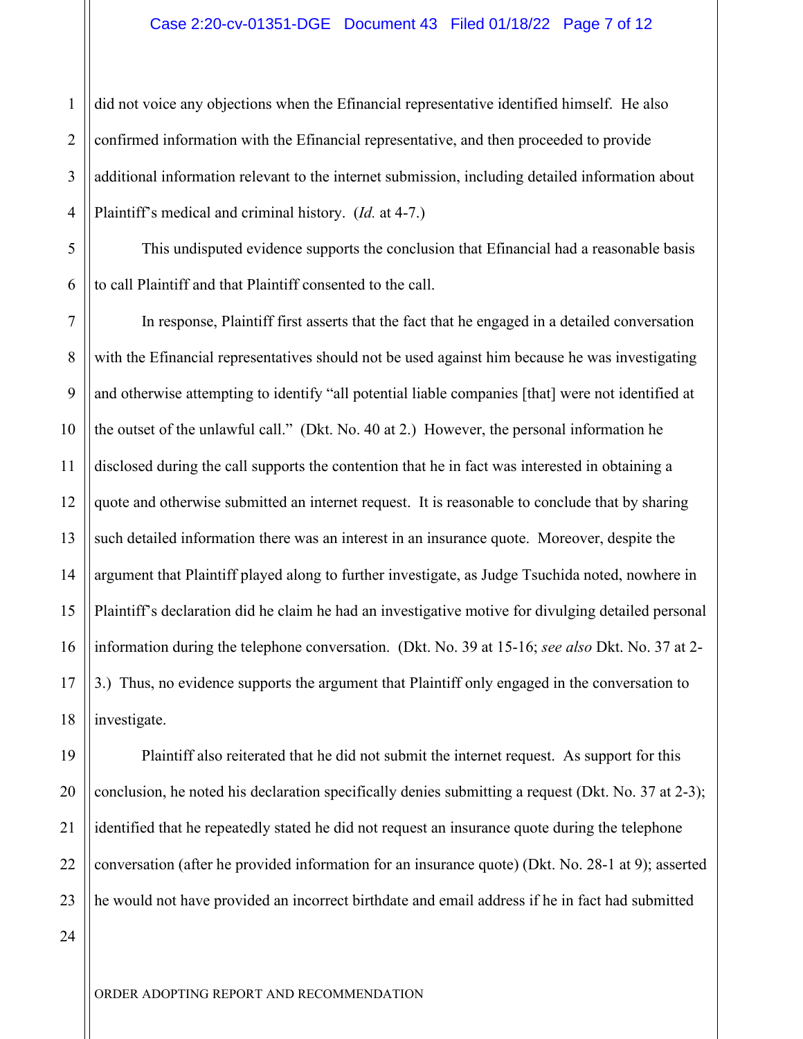did not voice any objections when the Efinancial representative identified himself. He also confirmed information with the Efinancial representative, and then proceeded to provide additional information relevant to the internet submission, including detailed information about Plaintiff's medical and criminal history. (*Id.* at 4-7.)

This undisputed evidence supports the conclusion that Efinancial had a reasonable basis to call Plaintiff and that Plaintiff consented to the call.

In response, Plaintiff first asserts that the fact that he engaged in a detailed conversation with the Efinancial representatives should not be used against him because he was investigating and otherwise attempting to identify "all potential liable companies [that] were not identified at the outset of the unlawful call." (Dkt. No. 40 at 2.) However, the personal information he disclosed during the call supports the contention that he in fact was interested in obtaining a quote and otherwise submitted an internet request. It is reasonable to conclude that by sharing such detailed information there was an interest in an insurance quote. Moreover, despite the argument that Plaintiff played along to further investigate, as Judge Tsuchida noted, nowhere in Plaintiff's declaration did he claim he had an investigative motive for divulging detailed personal information during the telephone conversation. (Dkt. No. 39 at 15-16; *see also* Dkt. No. 37 at 2-3.) Thus, no evidence supports the argument that Plaintiff only engaged in the conversation to investigate.

Plaintiff also reiterated that he did not submit the internet request. As support for this conclusion, he noted his declaration specifically denies submitting a request (Dkt. No. 37 at 2-3); identified that he repeatedly stated he did not request an insurance quote during the telephone conversation (after he provided information for an insurance quote) (Dkt. No. 28-1 at 9); asserted he would not have provided an incorrect birthdate and email address if he in fact had submitted

ORDER ADOPTING REPORT AND RECOMMENDATION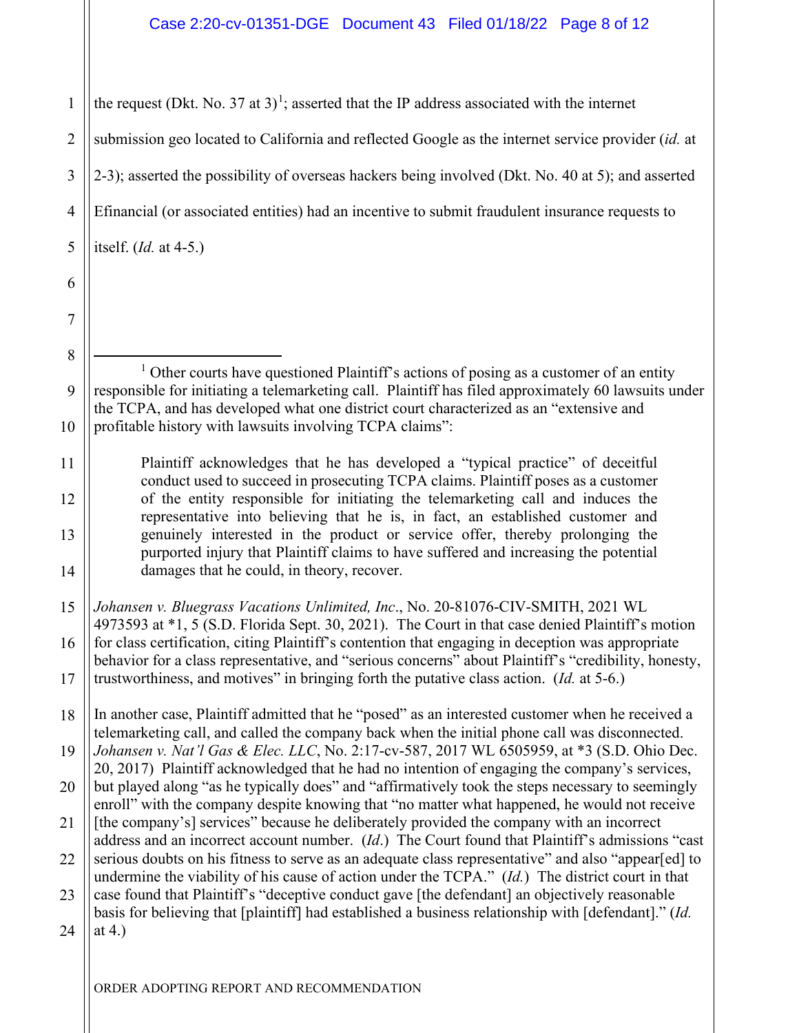the request (Dkt. No. 37 at 3)[1]; asserted that the IP address associated with the internet submission geo located to California and reflected Google as the internet service provider (*id.* at 2-3); asserted the possibility of overseas hackers being involved (Dkt. No. 40 at 5); and asserted Efinancial (or associated entities) had an incentive to submit fraudulent insurance requests to itself. (*Id.* at 4-5.)

---

[1] Other courts have questioned Plaintiff's actions of posing as a customer of an entity responsible for initiating a telemarketing call. Plaintiff has filed approximately 60 lawsuits under the TCPA, and has developed what one district court characterized as an "extensive and profitable history with lawsuits involving TCPA claims":

> Plaintiff acknowledges that he has developed a "typical practice" of deceitful conduct used to succeed in prosecuting TCPA claims. Plaintiff poses as a customer of the entity responsible for initiating the telemarketing call and induces the representative into believing that he is, in fact, an established customer and genuinely interested in the product or service offer, thereby prolonging the purported injury that Plaintiff claims to have suffered and increasing the potential damages that he could, in theory, recover.

*Johansen v. Bluegrass Vacations Unlimited, Inc*., No. 20-81076-CIV-SMITH, 2021 WL 4973593 at *1, 5 (S.D. Florida Sept. 30, 2021). The Court in that case denied Plaintiff's motion for class certification, citing Plaintiff's contention that engaging in deception was appropriate behavior for a class representative, and "serious concerns" about Plaintiff's "credibility, honesty, trustworthiness, and motives" in bringing forth the putative class action. (*Id.* at 5-6.)

In another case, Plaintiff admitted that he "posed" as an interested customer when he received a telemarketing call, and called the company back when the initial phone call was disconnected. *Johansen v. Nat'l Gas & Elec. LLC*, No. 2:17-cv-587, 2017 WL 6505959, at *3 (S.D. Ohio Dec. 20, 2017) Plaintiff acknowledged that he had no intention of engaging the company's services, but played along "as he typically does" and "affirmatively took the steps necessary to seemingly enroll" with the company despite knowing that "no matter what happened, he would not receive [the company's] services" because he deliberately provided the company with an incorrect address and an incorrect account number. (*Id*.) The Court found that Plaintiff's admissions "cast serious doubts on his fitness to serve as an adequate class representative" and also "appear[ed] to undermine the viability of his cause of action under the TCPA." (*Id.*) The district court in that case found that Plaintiff's "deceptive conduct gave [the defendant] an objectively reasonable basis for believing that [plaintiff] had established a business relationship with [defendant]." (*Id.* at 4.)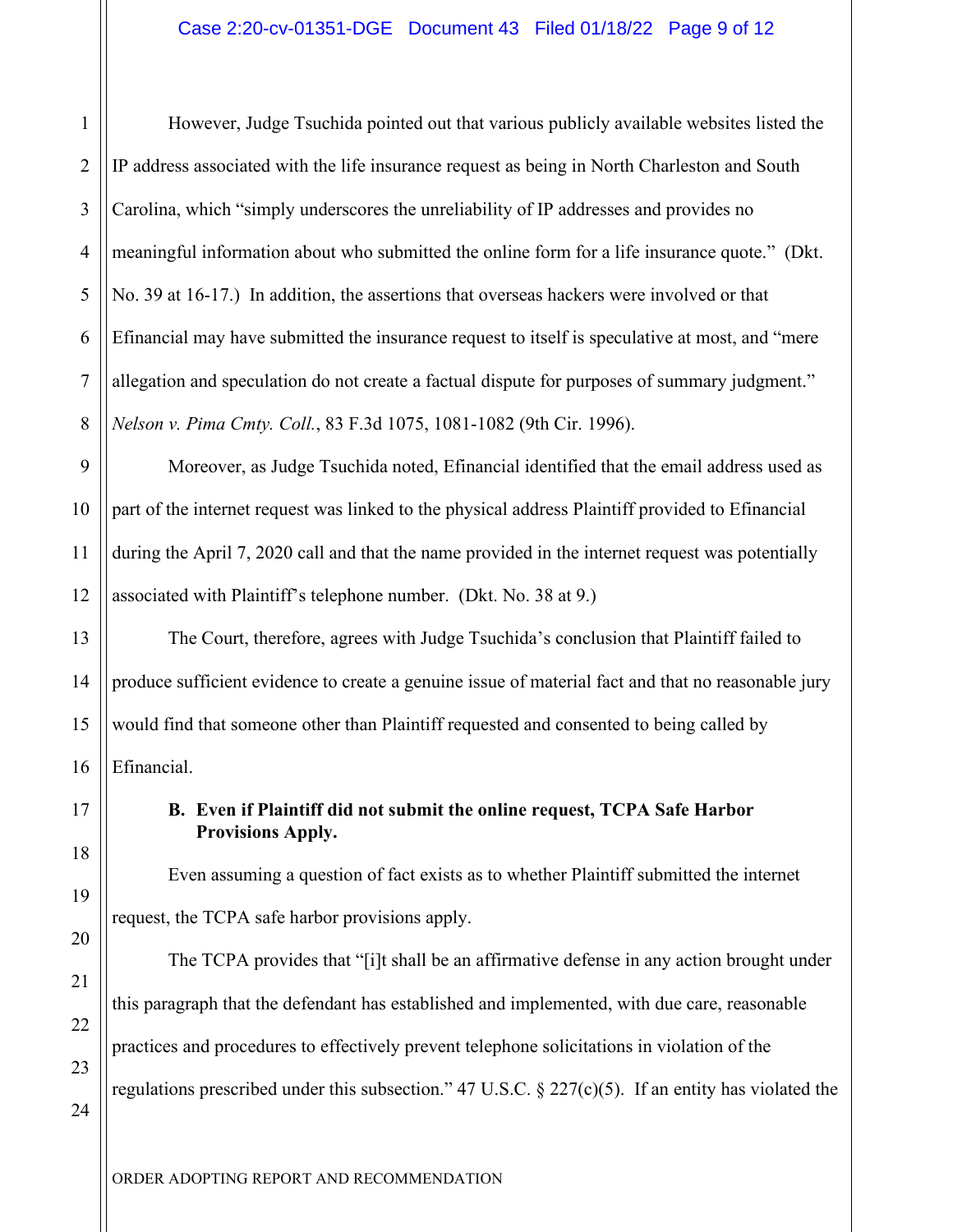However, Judge Tsuchida pointed out that various publicly available websites listed the IP address associated with the life insurance request as being in North Charleston and South Carolina, which "simply underscores the unreliability of IP addresses and provides no meaningful information about who submitted the online form for a life insurance quote." (Dkt. No. 39 at 16-17.) In addition, the assertions that overseas hackers were involved or that Efinancial may have submitted the insurance request to itself is speculative at most, and "mere allegation and speculation do not create a factual dispute for purposes of summary judgment." *Nelson v. Pima Cmty. Coll.*, 83 F.3d 1075, 1081-1082 (9th Cir. 1996).

Moreover, as Judge Tsuchida noted, Efinancial identified that the email address used as part of the internet request was linked to the physical address Plaintiff provided to Efinancial during the April 7, 2020 call and that the name provided in the internet request was potentially associated with Plaintiff's telephone number. (Dkt. No. 38 at 9.)

The Court, therefore, agrees with Judge Tsuchida's conclusion that Plaintiff failed to produce sufficient evidence to create a genuine issue of material fact and that no reasonable jury would find that someone other than Plaintiff requested and consented to being called by Efinancial.

**B. Even if Plaintiff did not submit the online request, TCPA Safe Harbor Provisions Apply.**

Even assuming a question of fact exists as to whether Plaintiff submitted the internet request, the TCPA safe harbor provisions apply.

The TCPA provides that "[i]t shall be an affirmative defense in any action brought under this paragraph that the defendant has established and implemented, with due care, reasonable practices and procedures to effectively prevent telephone solicitations in violation of the regulations prescribed under this subsection." 47 U.S.C. § 227(c)(5). If an entity has violated the

ORDER ADOPTING REPORT AND RECOMMENDATION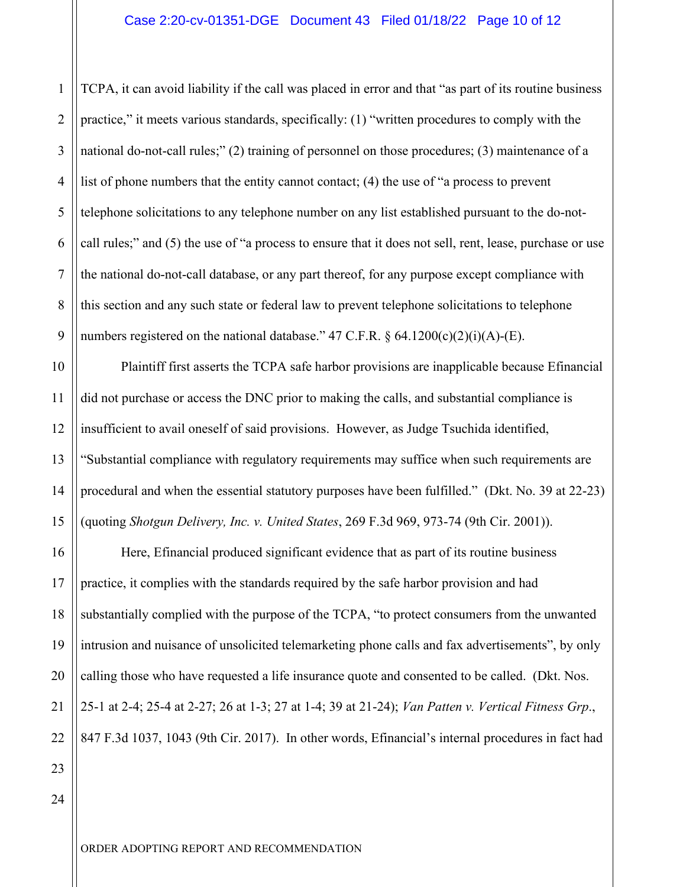TCPA, it can avoid liability if the call was placed in error and that "as part of its routine business practice," it meets various standards, specifically: (1) "written procedures to comply with the national do-not-call rules;" (2) training of personnel on those procedures; (3) maintenance of a list of phone numbers that the entity cannot contact; (4) the use of "a process to prevent telephone solicitations to any telephone number on any list established pursuant to the do-not-call rules;" and (5) the use of "a process to ensure that it does not sell, rent, lease, purchase or use the national do-not-call database, or any part thereof, for any purpose except compliance with this section and any such state or federal law to prevent telephone solicitations to telephone numbers registered on the national database." 47 C.F.R. § 64.1200(c)(2)(i)(A)-(E).

Plaintiff first asserts the TCPA safe harbor provisions are inapplicable because Efinancial did not purchase or access the DNC prior to making the calls, and substantial compliance is insufficient to avail oneself of said provisions. However, as Judge Tsuchida identified, "Substantial compliance with regulatory requirements may suffice when such requirements are procedural and when the essential statutory purposes have been fulfilled." (Dkt. No. 39 at 22-23) (quoting *Shotgun Delivery, Inc. v. United States*, 269 F.3d 969, 973-74 (9th Cir. 2001)).

Here, Efinancial produced significant evidence that as part of its routine business practice, it complies with the standards required by the safe harbor provision and had substantially complied with the purpose of the TCPA, "to protect consumers from the unwanted intrusion and nuisance of unsolicited telemarketing phone calls and fax advertisements", by only calling those who have requested a life insurance quote and consented to be called. (Dkt. Nos. 25-1 at 2-4; 25-4 at 2-27; 26 at 1-3; 27 at 1-4; 39 at 21-24); *Van Patten v. Vertical Fitness Grp.*, 847 F.3d 1037, 1043 (9th Cir. 2017). In other words, Efinancial's internal procedures in fact had

ORDER ADOPTING REPORT AND RECOMMENDATION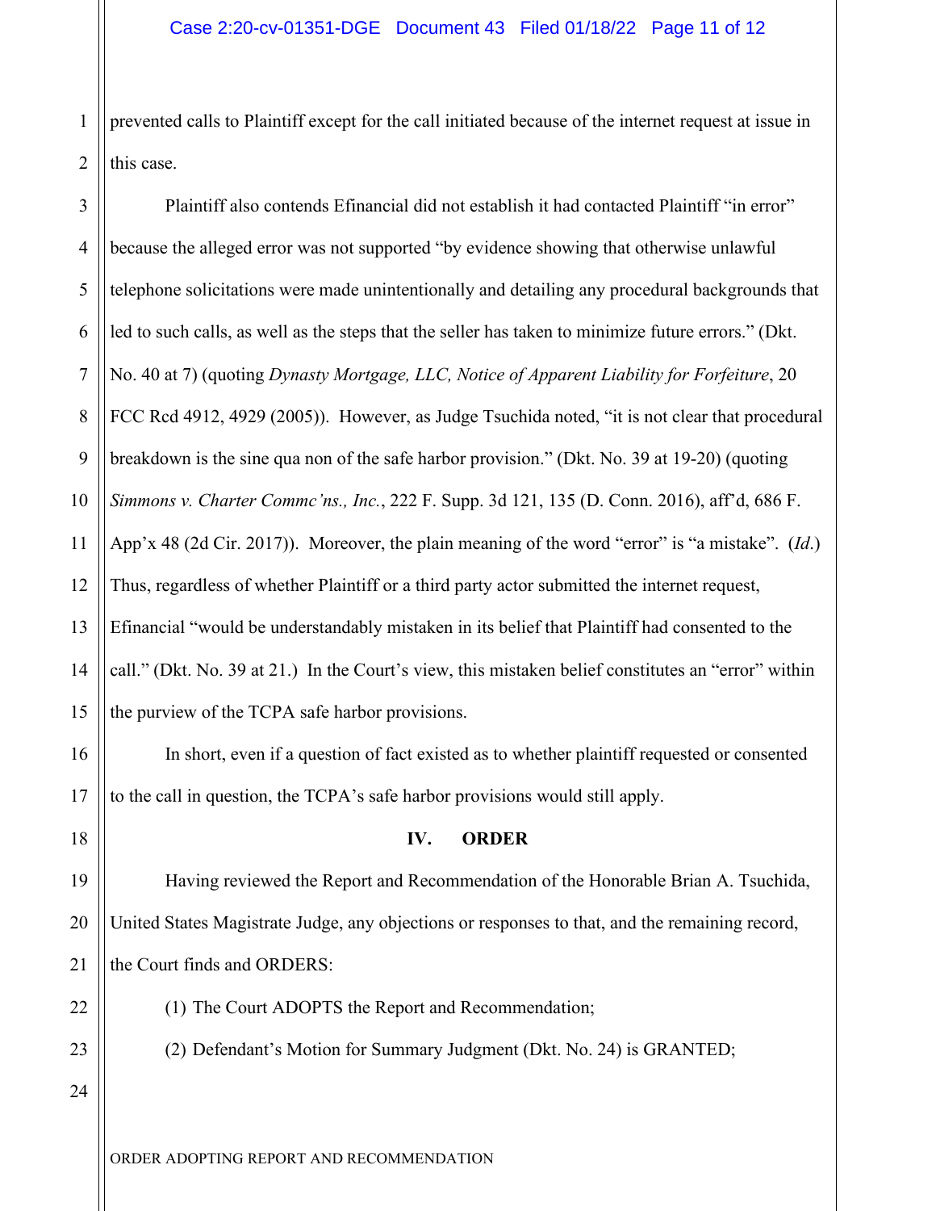prevented calls to Plaintiff except for the call initiated because of the internet request at issue in this case.

Plaintiff also contends Efinancial did not establish it had contacted Plaintiff "in error" because the alleged error was not supported "by evidence showing that otherwise unlawful telephone solicitations were made unintentionally and detailing any procedural backgrounds that led to such calls, as well as the steps that the seller has taken to minimize future errors." (Dkt. No. 40 at 7) (quoting *Dynasty Mortgage, LLC, Notice of Apparent Liability for Forfeiture*, 20 FCC Rcd 4912, 4929 (2005)). However, as Judge Tsuchida noted, "it is not clear that procedural breakdown is the sine qua non of the safe harbor provision." (Dkt. No. 39 at 19-20) (quoting *Simmons v. Charter Commc'ns., Inc.*, 222 F. Supp. 3d 121, 135 (D. Conn. 2016), aff'd, 686 F. App'x 48 (2d Cir. 2017)). Moreover, the plain meaning of the word "error" is "a mistake". (*Id.*) Thus, regardless of whether Plaintiff or a third party actor submitted the internet request, Efinancial "would be understandably mistaken in its belief that Plaintiff had consented to the call." (Dkt. No. 39 at 21.) In the Court's view, this mistaken belief constitutes an "error" within the purview of the TCPA safe harbor provisions.

In short, even if a question of fact existed as to whether plaintiff requested or consented to the call in question, the TCPA's safe harbor provisions would still apply.

## IV. ORDER

Having reviewed the Report and Recommendation of the Honorable Brian A. Tsuchida, United States Magistrate Judge, any objections or responses to that, and the remaining record, the Court finds and ORDERS:

(1) The Court ADOPTS the Report and Recommendation;

(2) Defendant's Motion for Summary Judgment (Dkt. No. 24) is GRANTED;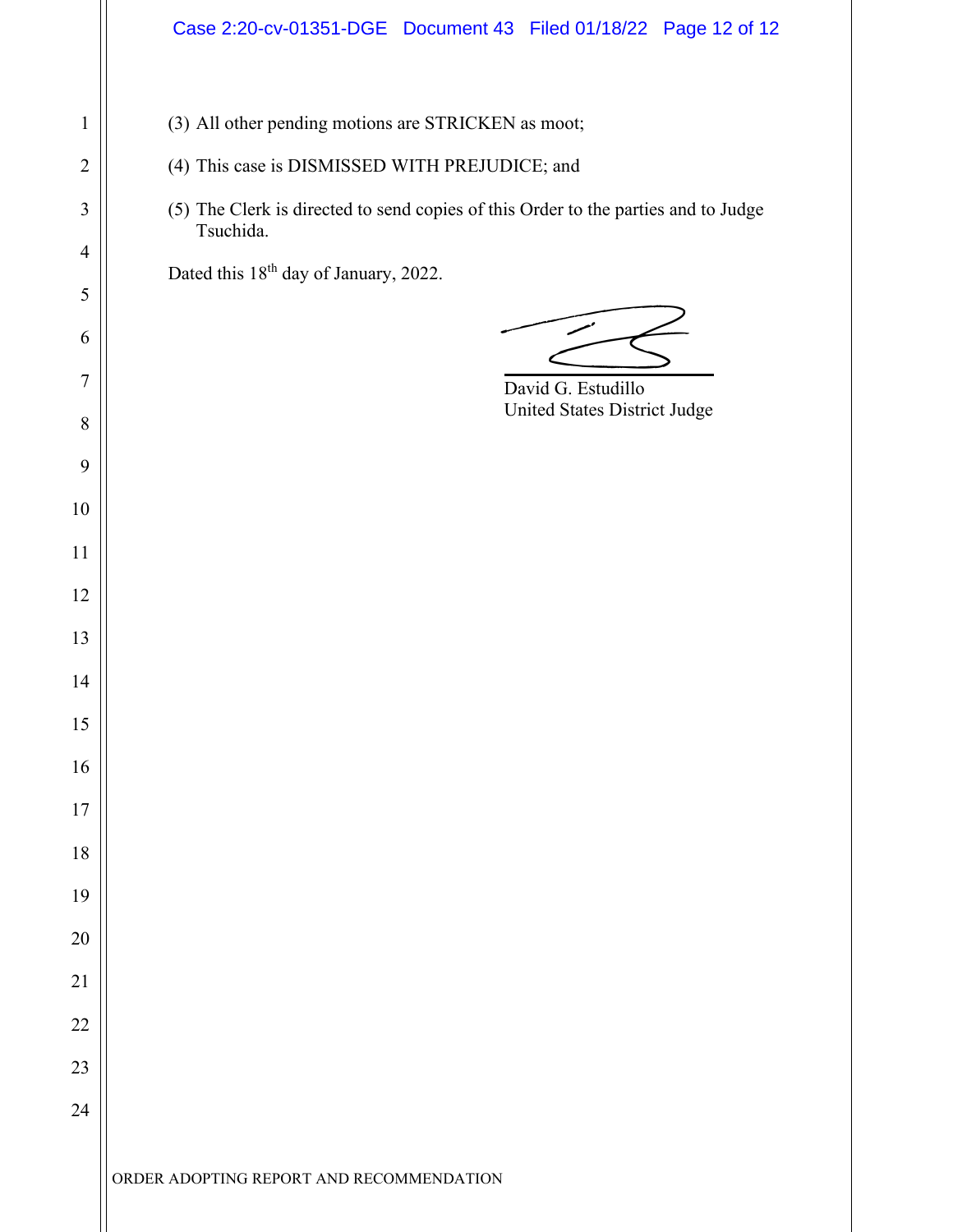(3) All other pending motions are STRICKEN as moot;

(4) This case is DISMISSED WITH PREJUDICE; and

(5) The Clerk is directed to send copies of this Order to the parties and to Judge Tsuchida.

Dated this 18th day of January, 2022.

David G. Estudillo
United States District Judge